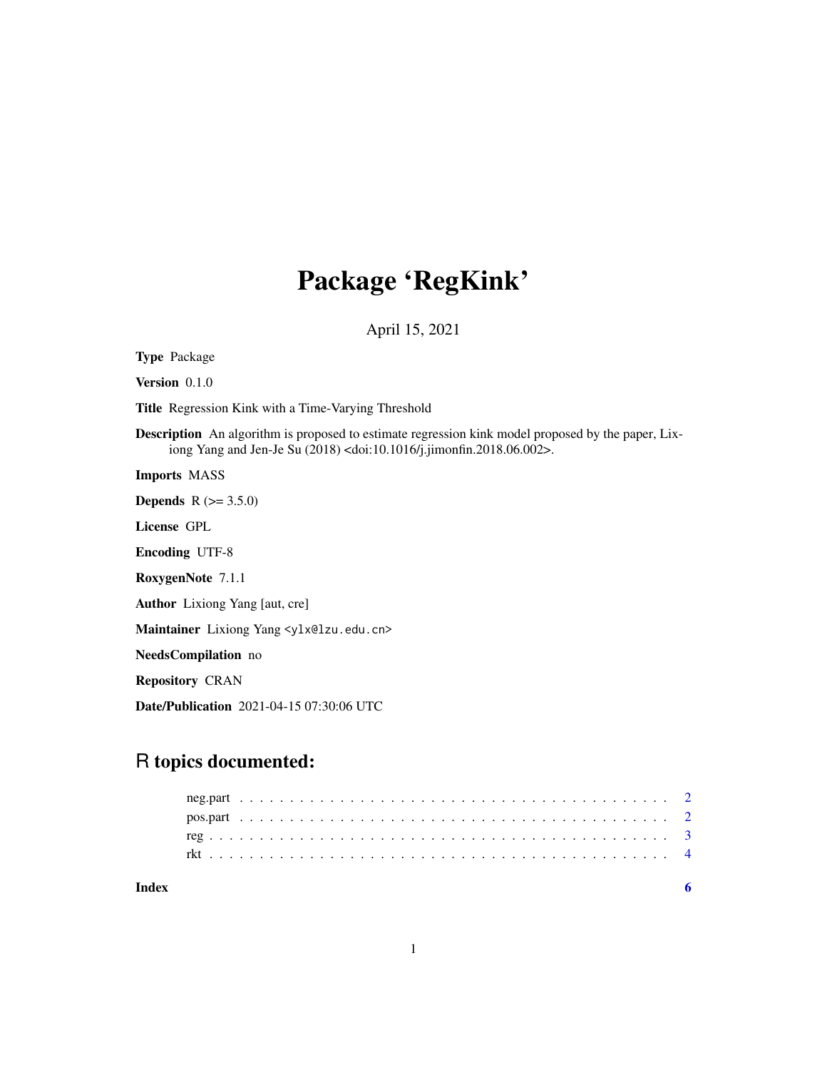# Package 'RegKink'

April 15, 2021

**Type** Package

**Version** 0.1.0

**Title** Regression Kink with a Time-Varying Threshold

**Description** An algorithm is proposed to estimate regression kink model proposed by the paper, Lixiong Yang and Jen-Je Su (2018) <doi:10.1016/j.jimonfin.2018.06.002>.

**Imports** MASS

**Depends** R (>= 3.5.0)

**License** GPL

**Encoding** UTF-8

**RoxygenNote** 7.1.1

**Author** Lixiong Yang [aut, cre]

**Maintainer** Lixiong Yang <ylx@lzu.edu.cn>

**NeedsCompilation** no

**Repository** CRAN

**Date/Publication** 2021-04-15 07:30:06 UTC

## R topics documented:

neg.part . . . . . . . . . . . . . . . . . . . . . . . . . . . . . . . . . . . . . . . . . . 2
pos.part . . . . . . . . . . . . . . . . . . . . . . . . . . . . . . . . . . . . . . . . . . 2
reg . . . . . . . . . . . . . . . . . . . . . . . . . . . . . . . . . . . . . . . . . . . . . 3
rkt . . . . . . . . . . . . . . . . . . . . . . . . . . . . . . . . . . . . . . . . . . . . . 4

**Index** **6**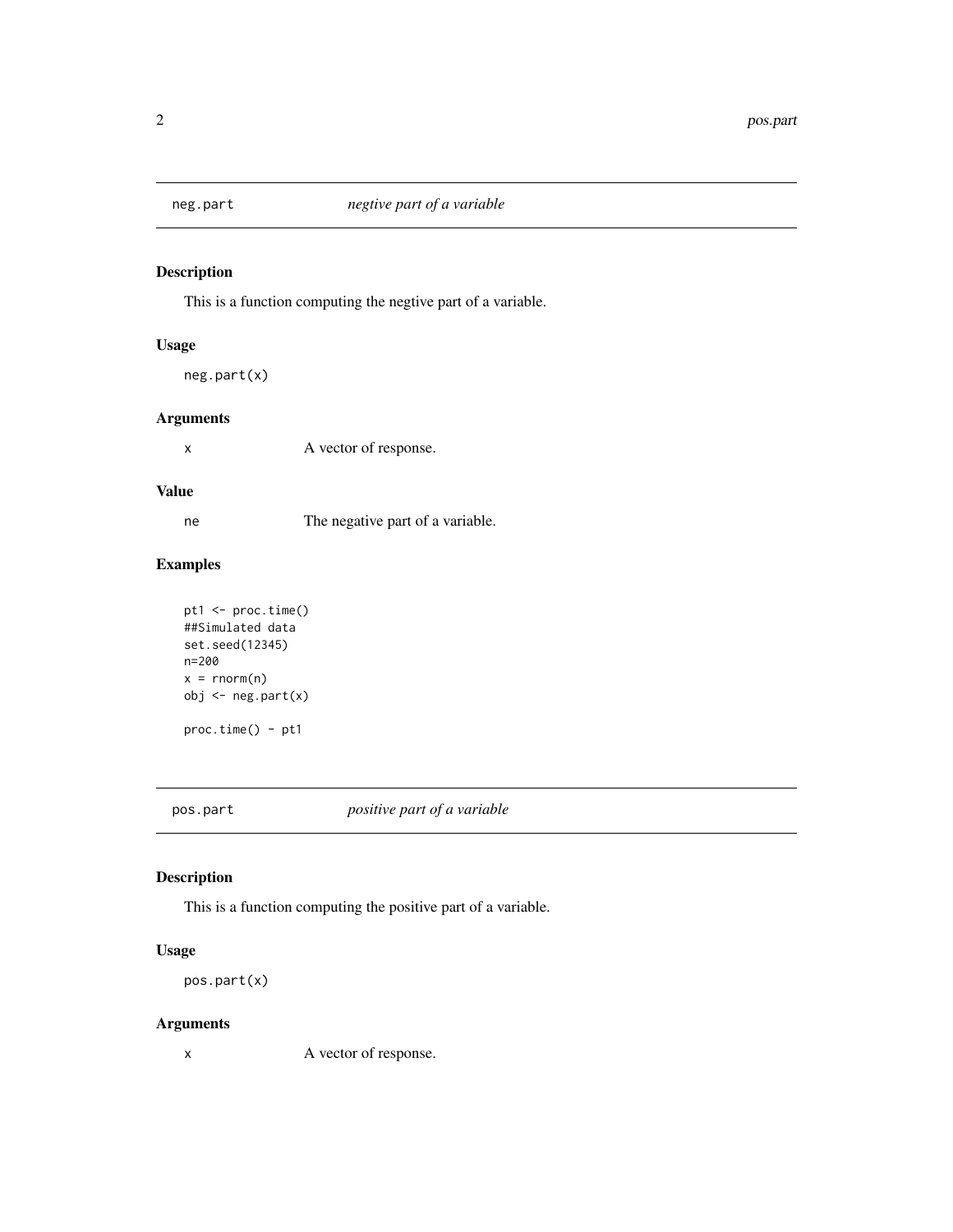## neg.part *negtive part of a variable*

### Description

This is a function computing the negtive part of a variable.

### Usage

```
neg.part(x)
```

### Arguments

| | |
|---|---|
| x | A vector of response. |

### Value

| | |
|---|---|
| ne | The negative part of a variable. |

### Examples

```
pt1 <- proc.time()
##Simulated data
set.seed(12345)
n=200
x = rnorm(n)
obj <- neg.part(x)

proc.time() - pt1
```

## pos.part *positive part of a variable*

### Description

This is a function computing the positive part of a variable.

### Usage

```
pos.part(x)
```

### Arguments

| | |
|---|---|
| x | A vector of response. |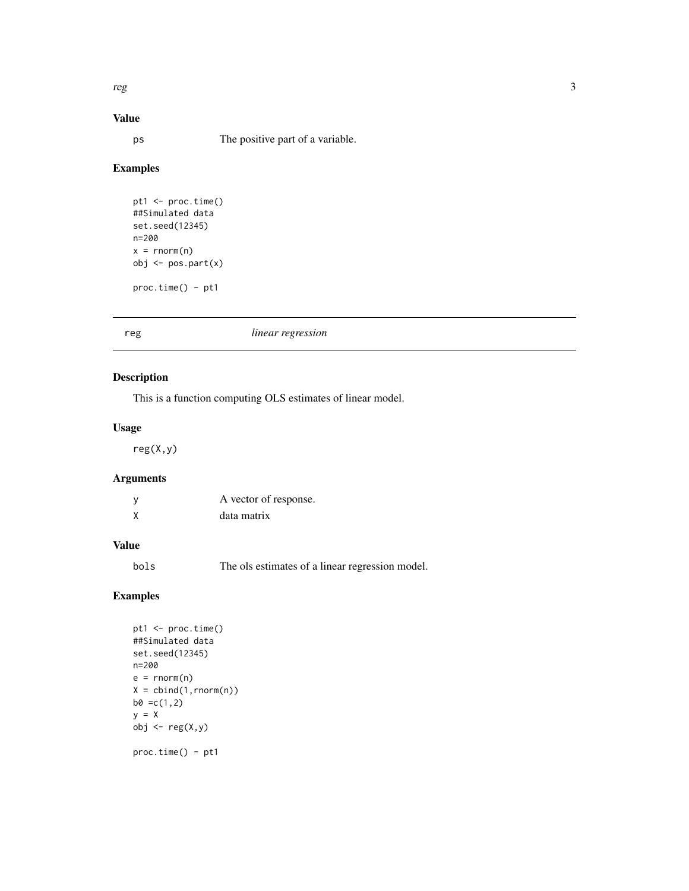## Value

| | |
|---|---|
| ps | The positive part of a variable. |

## Examples

```
pt1 <- proc.time()
##Simulated data
set.seed(12345)
n=200
x = rnorm(n)
obj <- pos.part(x)

proc.time() - pt1
```

---

# reg *linear regression*

---

## Description

This is a function computing OLS estimates of linear model.

## Usage

```
reg(X,y)
```

## Arguments

| | |
|---|---|
| y | A vector of response. |
| X | data matrix |

## Value

| | |
|---|---|
| bols | The ols estimates of a linear regression model. |

## Examples

```
pt1 <- proc.time()
##Simulated data
set.seed(12345)
n=200
e = rnorm(n)
X = cbind(1,rnorm(n))
b0 =c(1,2)
y = X
obj <- reg(X,y)

proc.time() - pt1
```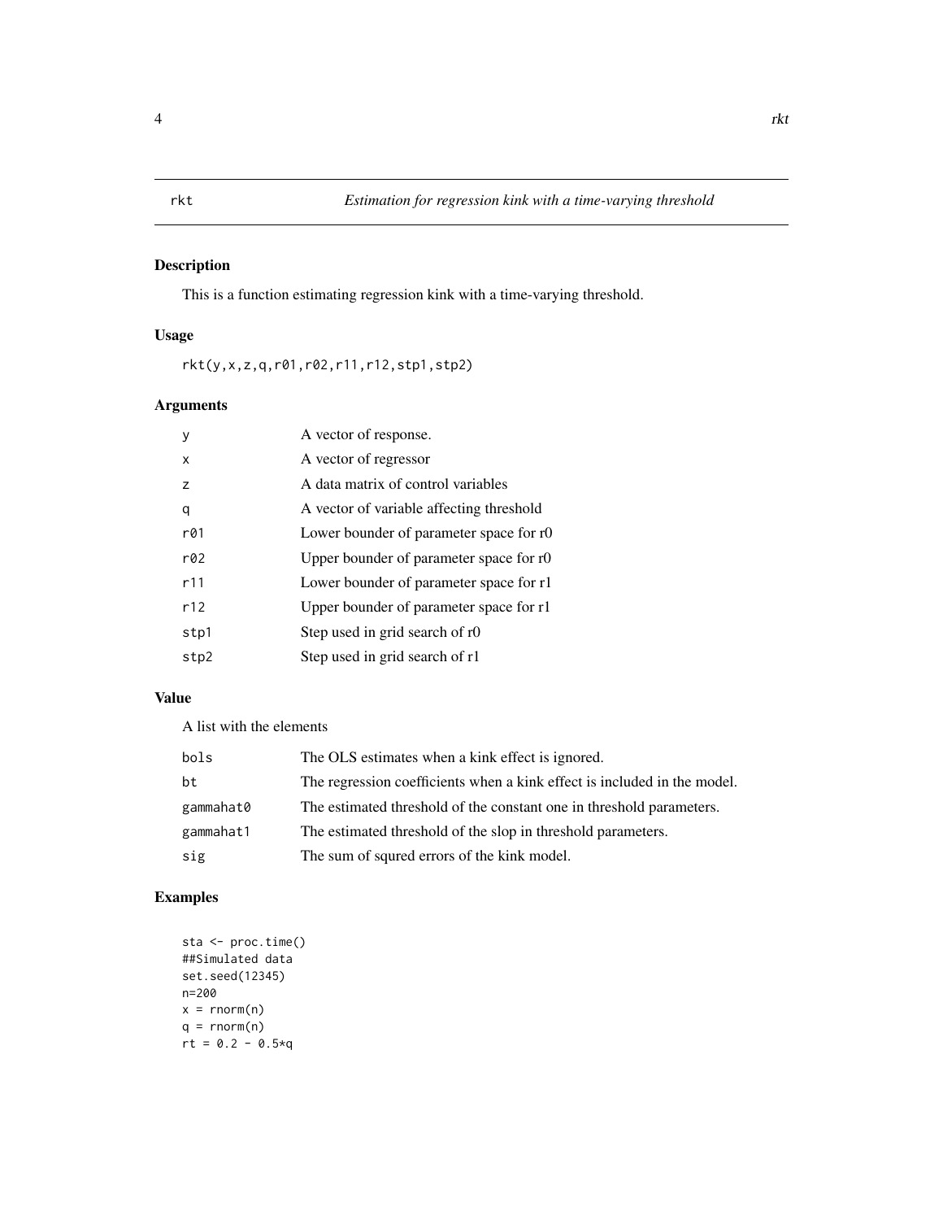rkt — *Estimation for regression kink with a time-varying threshold*

## Description

This is a function estimating regression kink with a time-varying threshold.

## Usage

```
rkt(y,x,z,q,r01,r02,r11,r12,stp1,stp2)
```

## Arguments

| | |
|---|---|
| y | A vector of response. |
| x | A vector of regressor |
| z | A data matrix of control variables |
| q | A vector of variable affecting threshold |
| r01 | Lower bounder of parameter space for r0 |
| r02 | Upper bounder of parameter space for r0 |
| r11 | Lower bounder of parameter space for r1 |
| r12 | Upper bounder of parameter space for r1 |
| stp1 | Step used in grid search of r0 |
| stp2 | Step used in grid search of r1 |

## Value

A list with the elements

| | |
|---|---|
| bols | The OLS estimates when a kink effect is ignored. |
| bt | The regression coefficients when a kink effect is included in the model. |
| gammahat0 | The estimated threshold of the constant one in threshold parameters. |
| gammahat1 | The estimated threshold of the slop in threshold parameters. |
| sig | The sum of squred errors of the kink model. |

## Examples

```
sta <- proc.time()
##Simulated data
set.seed(12345)
n=200
x = rnorm(n)
q = rnorm(n)
rt = 0.2 - 0.5*q
```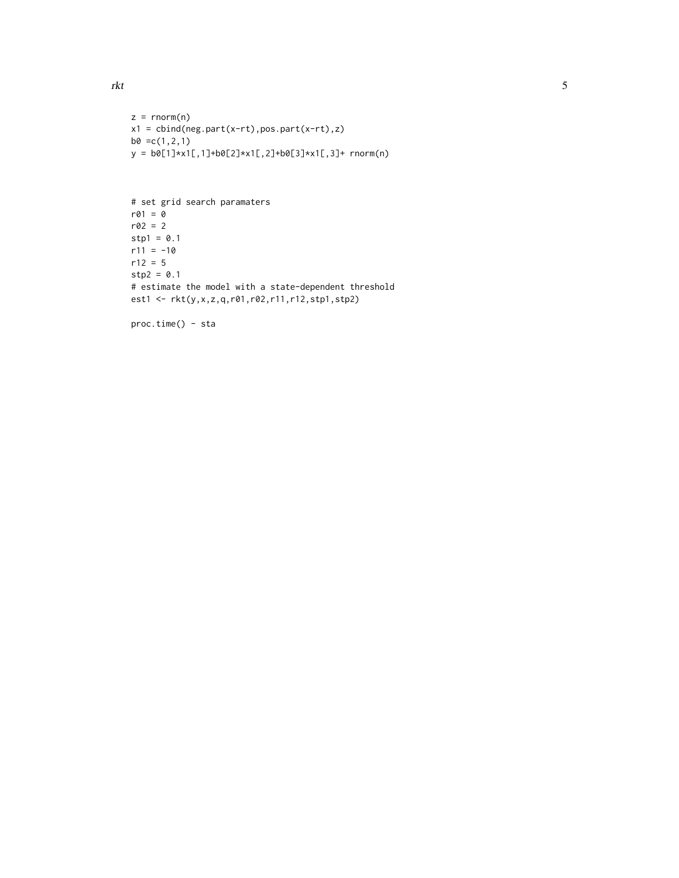```
z = rnorm(n)
x1 = cbind(neg.part(x-rt),pos.part(x-rt),z)
b0 =c(1,2,1)
y = b0[1]*x1[,1]+b0[2]*x1[,2]+b0[3]*x1[,3]+ rnorm(n)



# set grid search paramaters
r01 = 0
r02 = 2
stp1 = 0.1
r11 = -10
r12 = 5
stp2 = 0.1
# estimate the model with a state-dependent threshold
est1 <- rkt(y,x,z,q,r01,r02,r11,r12,stp1,stp2)

proc.time() - sta
```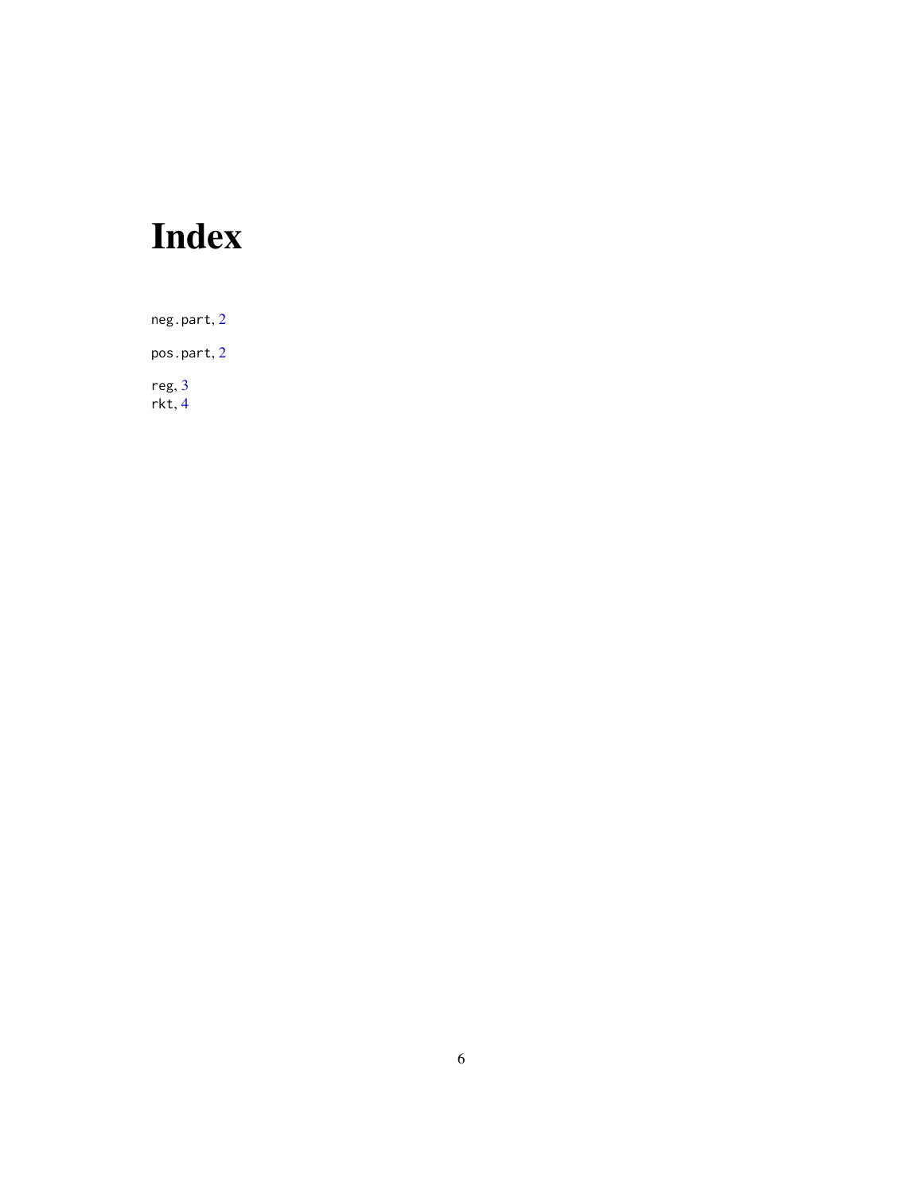# Index

neg.part, 2

pos.part, 2

reg, 3
rkt, 4